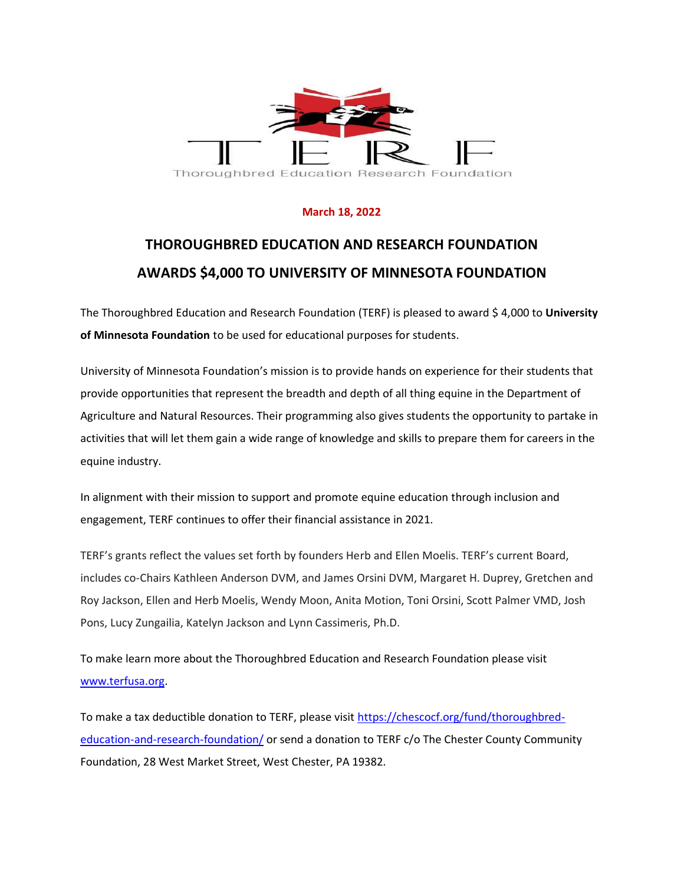TERF

Thoroughbred Education Research Foundation

**March 18, 2022**

# THOROUGHBRED EDUCATION AND RESEARCH FOUNDATION AWARDS $4,000 TO UNIVERSITY OF MINNESOTA FOUNDATION

The Thoroughbred Education and Research Foundation (TERF) is pleased to award $ 4,000 to **University of Minnesota Foundation** to be used for educational purposes for students.

University of Minnesota Foundation's mission is to provide hands on experience for their students that provide opportunities that represent the breadth and depth of all thing equine in the Department of Agriculture and Natural Resources. Their programming also gives students the opportunity to partake in activities that will let them gain a wide range of knowledge and skills to prepare them for careers in the equine industry.

In alignment with their mission to support and promote equine education through inclusion and engagement, TERF continues to offer their financial assistance in 2021.

TERF's grants reflect the values set forth by founders Herb and Ellen Moelis. TERF's current Board, includes co-Chairs Kathleen Anderson DVM, and James Orsini DVM, Margaret H. Duprey, Gretchen and Roy Jackson, Ellen and Herb Moelis, Wendy Moon, Anita Motion, Toni Orsini, Scott Palmer VMD, Josh Pons, Lucy Zungailia, Katelyn Jackson and Lynn Cassimeris, Ph.D.

To make learn more about the Thoroughbred Education and Research Foundation please visit [www.terfusa.org](http://www.terfusa.org).

To make a tax deductible donation to TERF, please visit [https://chescocf.org/fund/thoroughbred-education-and-research-foundation/](https://chescocf.org/fund/thoroughbred-education-and-research-foundation/) or send a donation to TERF c/o The Chester County Community Foundation, 28 West Market Street, West Chester, PA 19382.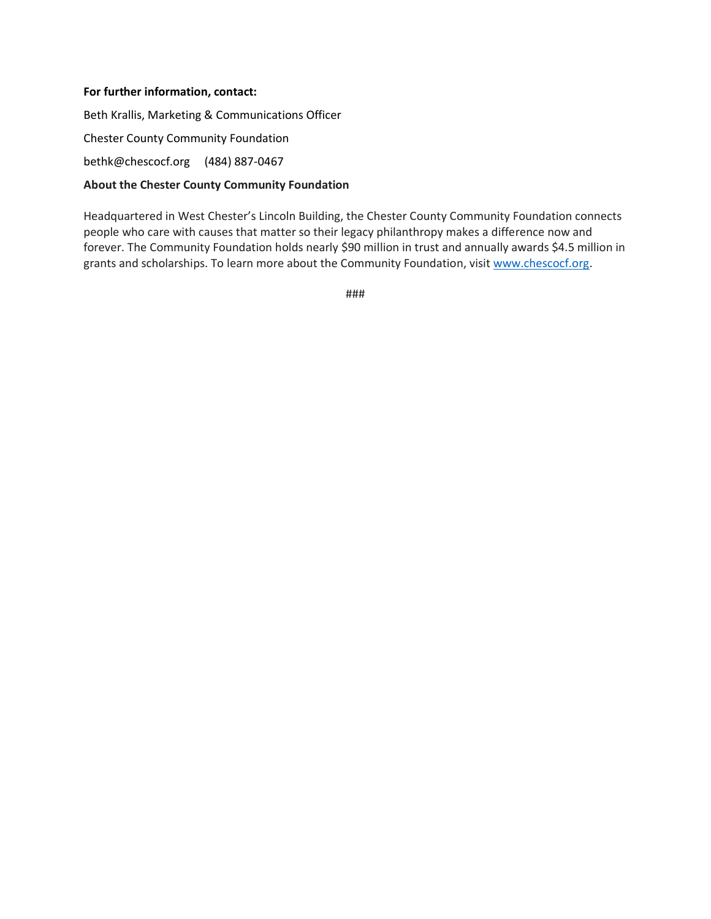**For further information, contact:**

Beth Krallis, Marketing & Communications Officer

Chester County Community Foundation

bethk@chescocf.org     (484) 887-0467

**About the Chester County Community Foundation**

Headquartered in West Chester's Lincoln Building, the Chester County Community Foundation connects people who care with causes that matter so their legacy philanthropy makes a difference now and forever. The Community Foundation holds nearly $90 million in trust and annually awards $4.5 million in grants and scholarships. To learn more about the Community Foundation, visit [www.chescocf.org](http://www.chescocf.org).

###